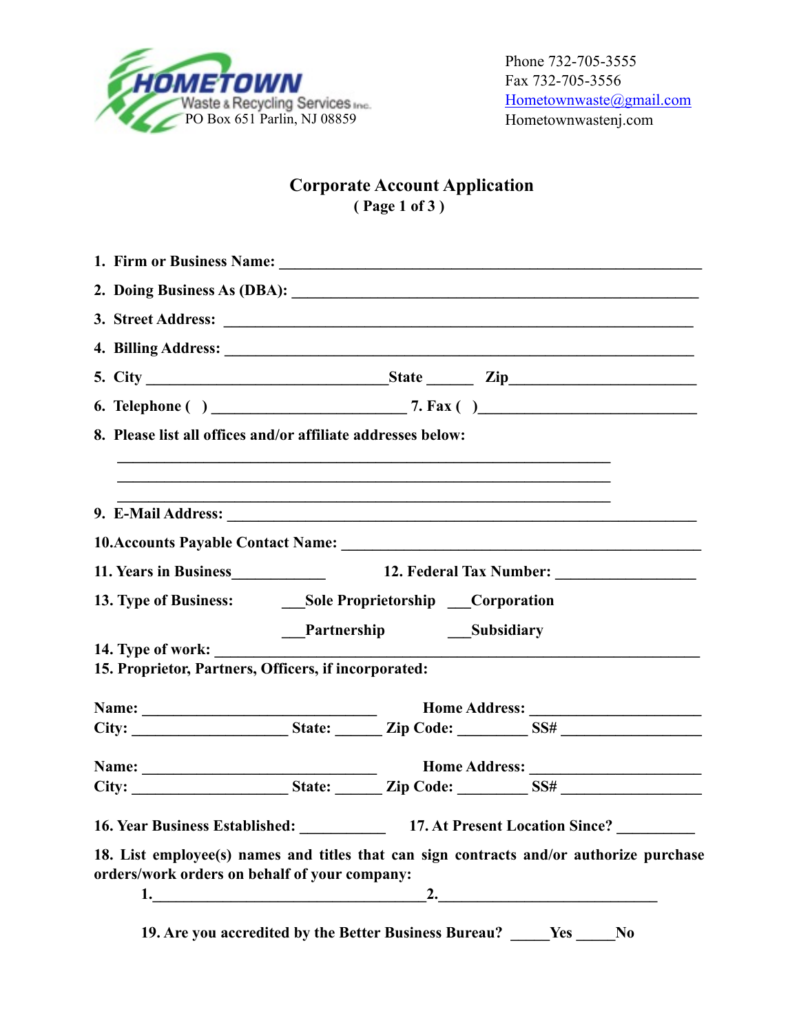**HOMETOWN**
Waste & Recycling Services Inc.
PO Box 651 Parlin, NJ 08859

Phone 732-705-3555
Fax 732-705-3556
Hometownwaste@gmail.com
Hometownwastenj.com

# Corporate Account Application

**( Page 1 of 3 )**

1. **Firm or Business Name:** ______________________________________________________
2. **Doing Business As (DBA):** ___________________________________________________
3. **Street Address:** ___________________________________________________________
4. **Billing Address:** __________________________________________________________
5. **City** ______________________________**State** ______ **Zip**_______________________
6. **Telephone ( )** ________________________ **7. Fax ( )**___________________________
8. **Please list all offices and/or affiliate addresses below:**

   ______________________________________________________________
   ______________________________________________________________
   ______________________________________________________________

9. **E-Mail Address:** __________________________________________________________

**10.Accounts Payable Contact Name:** ____________________________________________

**11. Years in Business**___________ **12. Federal Tax Number:** _________________

**13. Type of Business:** ___**Sole Proprietorship** ___**Corporation**

___**Partnership** ___**Subsidiary**

**14. Type of work:** ______________________________________________________________

**15. Proprietor, Partners, Officers, if incorporated:**

**Name:** _____________________________ **Home Address:** _____________________
**City:** ___________________ **State:** ______ **Zip Code:** ________ **SS#** _________________

**Name:** _____________________________ **Home Address:** _____________________
**City:** ___________________ **State:** ______ **Zip Code:** ________ **SS#** _________________

**16. Year Business Established:** ___________ **17. At Present Location Since?** __________

**18. List employee(s) names and titles that can sign contracts and/or authorize purchase orders/work orders on behalf of your company:**

**1.**___________________________________**2.**____________________________

**19. Are you accredited by the Better Business Bureau?** _____**Yes** _____**No**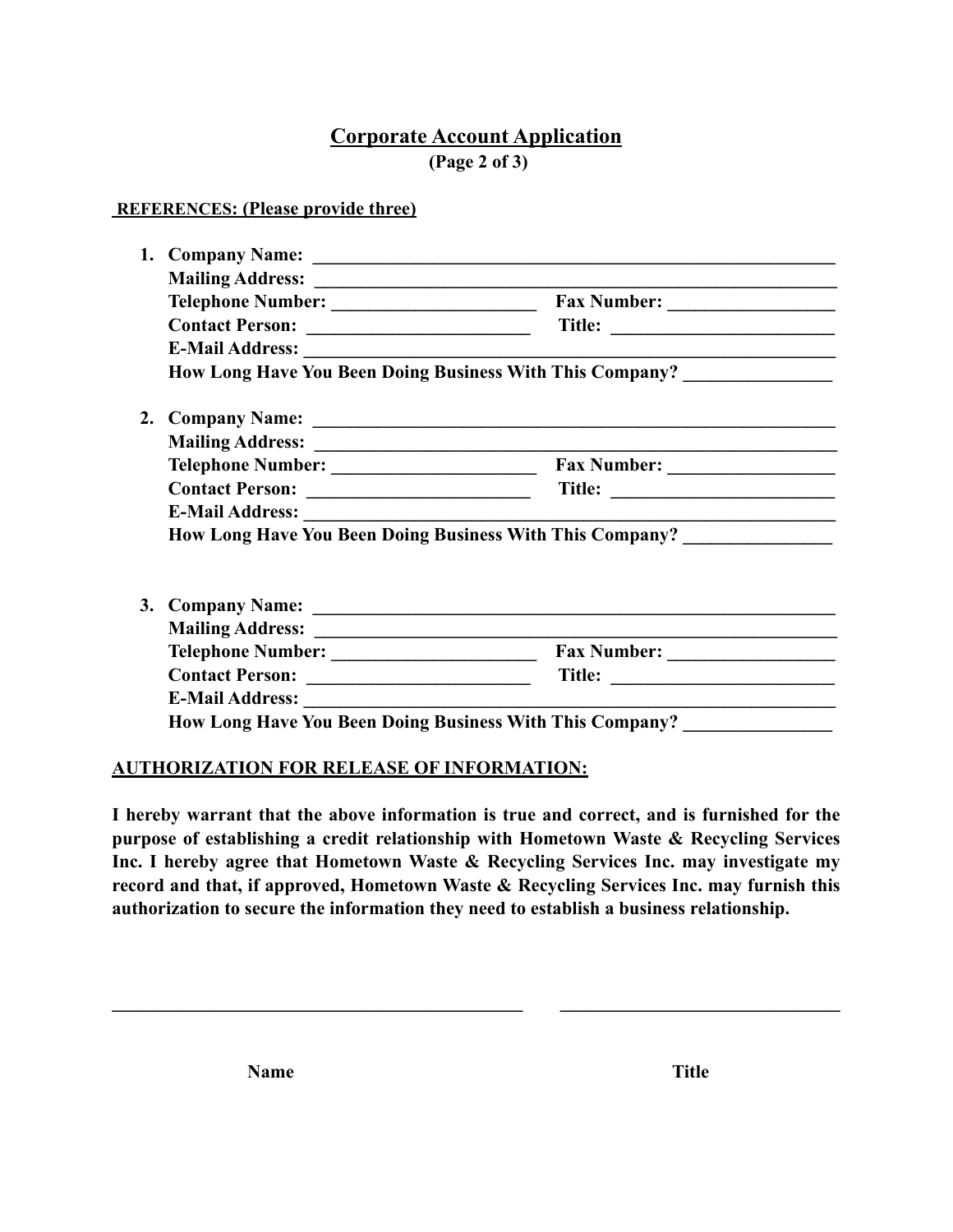# Corporate Account Application

**(Page 2 of 3)**

**REFERENCES: (Please provide three)**

1. **Company Name:** ____________________________________________________________
   **Mailing Address:** ____________________________________________________________
   **Telephone Number:** ______________________ **Fax Number:** __________________
   **Contact Person:** ________________________ **Title:** ________________________
   **E-Mail Address:** ____________________________________________________________
   **How Long Have You Been Doing Business With This Company?** ________________

2. **Company Name:** ____________________________________________________________
   **Mailing Address:** ____________________________________________________________
   **Telephone Number:** ______________________ **Fax Number:** __________________
   **Contact Person:** ________________________ **Title:** ________________________
   **E-Mail Address:** ____________________________________________________________
   **How Long Have You Been Doing Business With This Company?** ________________

3. **Company Name:** ____________________________________________________________
   **Mailing Address:** ____________________________________________________________
   **Telephone Number:** ______________________ **Fax Number:** __________________
   **Contact Person:** ________________________ **Title:** ________________________
   **E-Mail Address:** ____________________________________________________________
   **How Long Have You Been Doing Business With This Company?** ________________

**AUTHORIZATION FOR RELEASE OF INFORMATION:**

**I hereby warrant that the above information is true and correct, and is furnished for the purpose of establishing a credit relationship with Hometown Waste & Recycling Services Inc. I hereby agree that Hometown Waste & Recycling Services Inc. may investigate my record and that, if approved, Hometown Waste & Recycling Services Inc. may furnish this authorization to secure the information they need to establish a business relationship.**

______________________________________________ ______________________________

**Name** **Title**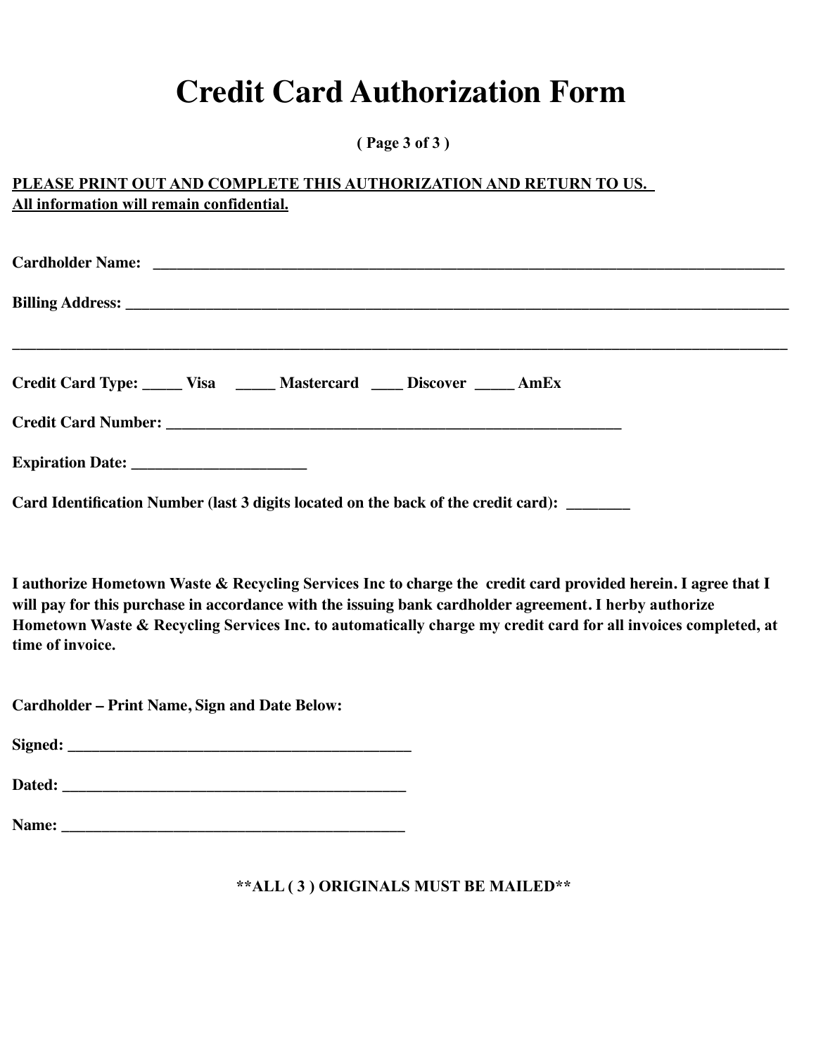# Credit Card Authorization Form

**( Page 3 of 3 )**

**PLEASE PRINT OUT AND COMPLETE THIS AUTHORIZATION AND RETURN TO US.**
**All information will remain confidential.**

**Cardholder Name:** ______________________________________________________________________________

**Billing Address:** ________________________________________________________________________________

______________________________________________________________________________________________

**Credit Card Type:** _____ **Visa** _____ **Mastercard** ____ **Discover** _____ **AmEx**

**Credit Card Number:** ________________________________________________________

**Expiration Date:** _____________________

**Card Identification Number (last 3 digits located on the back of the credit card):** ________

**I authorize Hometown Waste & Recycling Services Inc to charge the credit card provided herein. I agree that I will pay for this purchase in accordance with the issuing bank cardholder agreement. I herby authorize Hometown Waste & Recycling Services Inc. to automatically charge my credit card for all invoices completed, at time of invoice.**

**Cardholder – Print Name, Sign and Date Below:**

**Signed:** ____________________________________________

**Dated:** ____________________________________________

**Name:** ____________________________________________

**\*\*ALL ( 3 ) ORIGINALS MUST BE MAILED\*\***